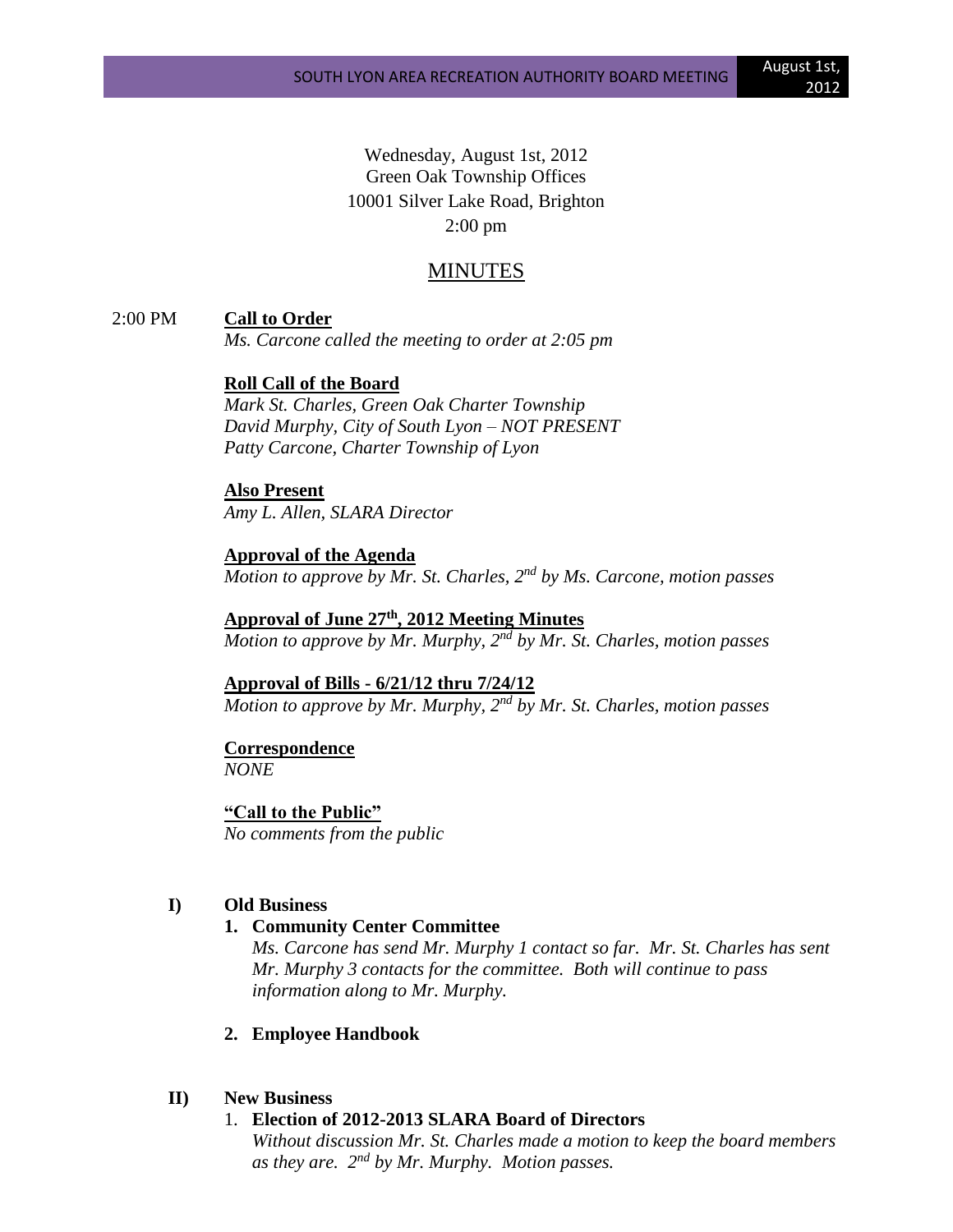Wednesday, August 1st, 2012
Green Oak Township Offices
10001 Silver Lake Road, Brighton
2:00 pm

# MINUTES

2:00 PM **Call to Order**
*Ms. Carcone called the meeting to order at 2:05 pm*

**Roll Call of the Board**
*Mark St. Charles, Green Oak Charter Township*
*David Murphy, City of South Lyon – NOT PRESENT*
*Patty Carcone, Charter Township of Lyon*

**Also Present**
*Amy L. Allen, SLARA Director*

**Approval of the Agenda**
*Motion to approve by Mr. St. Charles, 2nd by Ms. Carcone, motion passes*

**Approval of June 27th, 2012 Meeting Minutes**
*Motion to approve by Mr. Murphy, 2nd by Mr. St. Charles, motion passes*

**Approval of Bills - 6/21/12 thru 7/24/12**
*Motion to approve by Mr. Murphy, 2nd by Mr. St. Charles, motion passes*

**Correspondence**
*NONE*

**"Call to the Public"**
*No comments from the public*

**I) Old Business**

1. **Community Center Committee**
   *Ms. Carcone has send Mr. Murphy 1 contact so far. Mr. St. Charles has sent Mr. Murphy 3 contacts for the committee. Both will continue to pass information along to Mr. Murphy.*

2. **Employee Handbook**

**II) New Business**

1. **Election of 2012-2013 SLARA Board of Directors**
   *Without discussion Mr. St. Charles made a motion to keep the board members as they are. 2nd by Mr. Murphy. Motion passes.*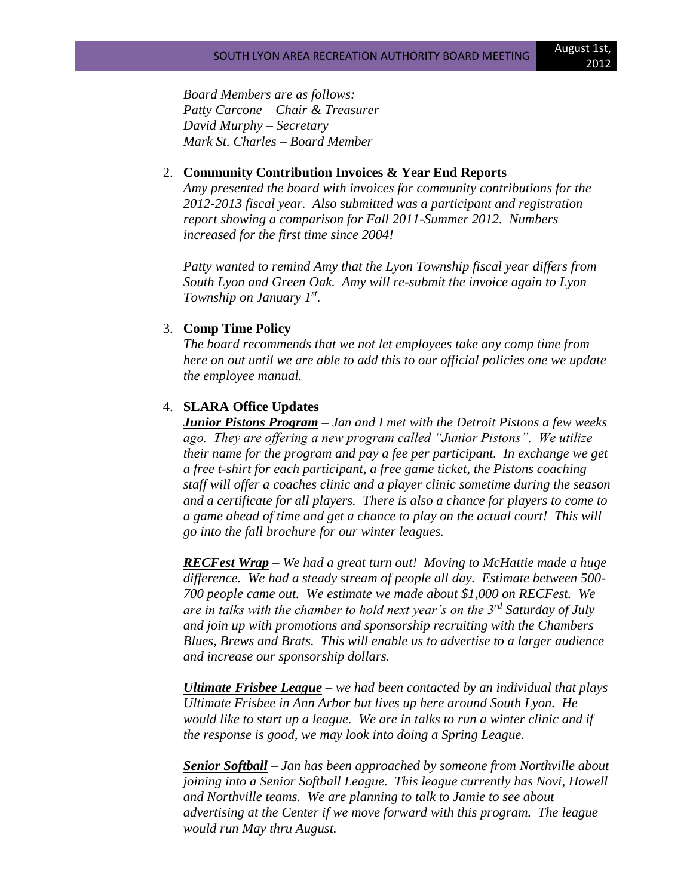*Board Members are as follows:*
*Patty Carcone – Chair & Treasurer*
*David Murphy – Secretary*
*Mark St. Charles – Board Member*

2. **Community Contribution Invoices & Year End Reports**
   *Amy presented the board with invoices for community contributions for the 2012-2013 fiscal year. Also submitted was a participant and registration report showing a comparison for Fall 2011-Summer 2012. Numbers increased for the first time since 2004!*

   *Patty wanted to remind Amy that the Lyon Township fiscal year differs from South Lyon and Green Oak. Amy will re-submit the invoice again to Lyon Township on January 1st.*

3. **Comp Time Policy**
   *The board recommends that we not let employees take any comp time from here on out until we are able to add this to our official policies one we update the employee manual.*

4. **SLARA Office Updates**
   ***Junior Pistons Program*** *– Jan and I met with the Detroit Pistons a few weeks ago. They are offering a new program called "Junior Pistons". We utilize their name for the program and pay a fee per participant. In exchange we get a free t-shirt for each participant, a free game ticket, the Pistons coaching staff will offer a coaches clinic and a player clinic sometime during the season and a certificate for all players. There is also a chance for players to come to a game ahead of time and get a chance to play on the actual court! This will go into the fall brochure for our winter leagues.*

   ***RECFest Wrap*** *– We had a great turn out! Moving to McHattie made a huge difference. We had a steady stream of people all day. Estimate between 500-700 people came out. We estimate we made about $1,000 on RECFest. We are in talks with the chamber to hold next year's on the 3rd Saturday of July and join up with promotions and sponsorship recruiting with the Chambers Blues, Brews and Brats. This will enable us to advertise to a larger audience and increase our sponsorship dollars.*

   ***Ultimate Frisbee League*** *– we had been contacted by an individual that plays Ultimate Frisbee in Ann Arbor but lives up here around South Lyon. He would like to start up a league. We are in talks to run a winter clinic and if the response is good, we may look into doing a Spring League.*

   ***Senior Softball*** *– Jan has been approached by someone from Northville about joining into a Senior Softball League. This league currently has Novi, Howell and Northville teams. We are planning to talk to Jamie to see about advertising at the Center if we move forward with this program. The league would run May thru August.*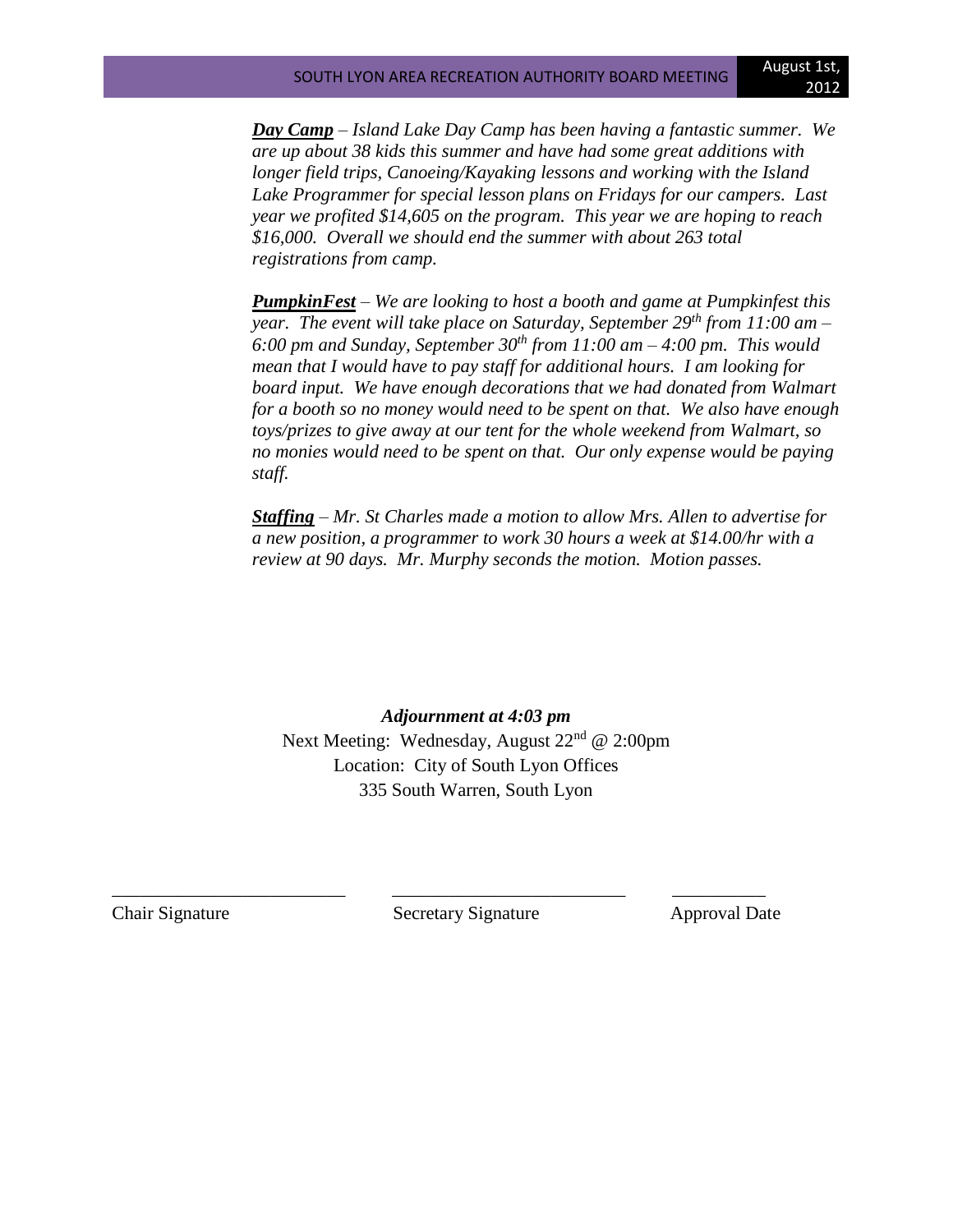***Day Camp*** *– Island Lake Day Camp has been having a fantastic summer. We are up about 38 kids this summer and have had some great additions with longer field trips, Canoeing/Kayaking lessons and working with the Island Lake Programmer for special lesson plans on Fridays for our campers. Last year we profited $14,605 on the program. This year we are hoping to reach $16,000. Overall we should end the summer with about 263 total registrations from camp.*

***PumpkinFest*** *– We are looking to host a booth and game at Pumpkinfest this year. The event will take place on Saturday, September 29th from 11:00 am – 6:00 pm and Sunday, September 30th from 11:00 am – 4:00 pm. This would mean that I would have to pay staff for additional hours. I am looking for board input. We have enough decorations that we had donated from Walmart for a booth so no money would need to be spent on that. We also have enough toys/prizes to give away at our tent for the whole weekend from Walmart, so no monies would need to be spent on that. Our only expense would be paying staff.*

***Staffing*** *– Mr. St Charles made a motion to allow Mrs. Allen to advertise for a new position, a programmer to work 30 hours a week at $14.00/hr with a review at 90 days. Mr. Murphy seconds the motion. Motion passes.*

***Adjournment at 4:03 pm***

Next Meeting: Wednesday, August 22nd @ 2:00pm

Location: City of South Lyon Offices

335 South Warren, South Lyon

_________________________ _________________________ __________

Chair Signature Secretary Signature Approval Date